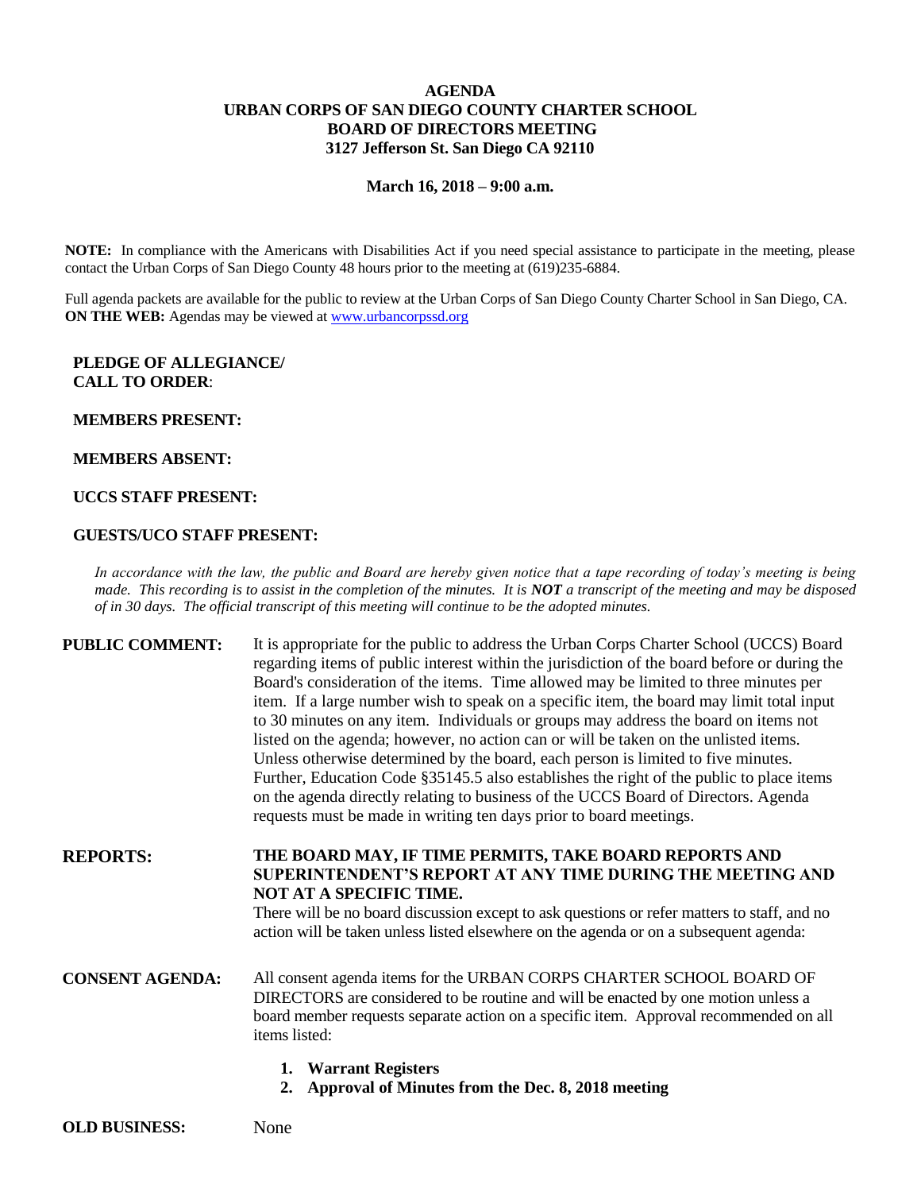# AGENDA
## URBAN CORPS OF SAN DIEGO COUNTY CHARTER SCHOOL
## BOARD OF DIRECTORS MEETING
### 3127 Jefferson St. San Diego CA 92110

**March 16, 2018 – 9:00 a.m.**

**NOTE:** In compliance with the Americans with Disabilities Act if you need special assistance to participate in the meeting, please contact the Urban Corps of San Diego County 48 hours prior to the meeting at (619)235-6884.

Full agenda packets are available for the public to review at the Urban Corps of San Diego County Charter School in San Diego, CA. **ON THE WEB:** Agendas may be viewed at www.urbancorpssd.org

**PLEDGE OF ALLEGIANCE/**
**CALL TO ORDER**:

**MEMBERS PRESENT:**

**MEMBERS ABSENT:**

**UCCS STAFF PRESENT:**

**GUESTS/UCO STAFF PRESENT:**

*In accordance with the law, the public and Board are hereby given notice that a tape recording of today's meeting is being made. This recording is to assist in the completion of the minutes. It is **NOT** a transcript of the meeting and may be disposed of in 30 days. The official transcript of this meeting will continue to be the adopted minutes.*

**PUBLIC COMMENT:** It is appropriate for the public to address the Urban Corps Charter School (UCCS) Board regarding items of public interest within the jurisdiction of the board before or during the Board's consideration of the items. Time allowed may be limited to three minutes per item. If a large number wish to speak on a specific item, the board may limit total input to 30 minutes on any item. Individuals or groups may address the board on items not listed on the agenda; however, no action can or will be taken on the unlisted items. Unless otherwise determined by the board, each person is limited to five minutes. Further, Education Code §35145.5 also establishes the right of the public to place items on the agenda directly relating to business of the UCCS Board of Directors. Agenda requests must be made in writing ten days prior to board meetings.

**REPORTS:** **THE BOARD MAY, IF TIME PERMITS, TAKE BOARD REPORTS AND SUPERINTENDENT'S REPORT AT ANY TIME DURING THE MEETING AND NOT AT A SPECIFIC TIME.**
There will be no board discussion except to ask questions or refer matters to staff, and no action will be taken unless listed elsewhere on the agenda or on a subsequent agenda:

**CONSENT AGENDA:** All consent agenda items for the URBAN CORPS CHARTER SCHOOL BOARD OF DIRECTORS are considered to be routine and will be enacted by one motion unless a board member requests separate action on a specific item. Approval recommended on all items listed:

1. **Warrant Registers**
2. **Approval of Minutes from the Dec. 8, 2018 meeting**

**OLD BUSINESS:** None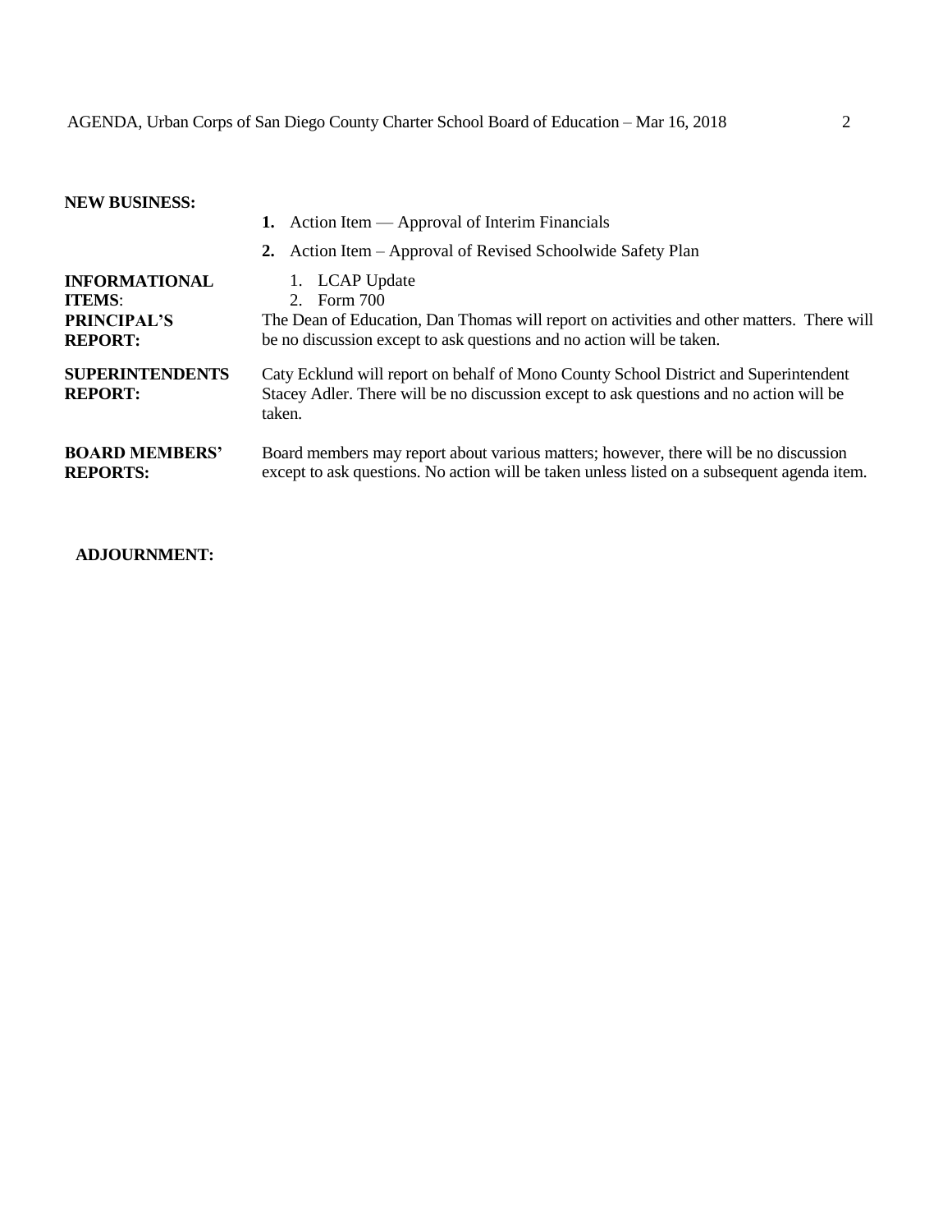**NEW BUSINESS:**

1. Action Item — Approval of Interim Financials
2. Action Item – Approval of Revised Schoolwide Safety Plan

**INFORMATIONAL ITEMS**:

1. LCAP Update
2. Form 700

**PRINCIPAL'S REPORT:**

The Dean of Education, Dan Thomas will report on activities and other matters. There will be no discussion except to ask questions and no action will be taken.

**SUPERINTENDENTS REPORT:**

Caty Ecklund will report on behalf of Mono County School District and Superintendent Stacey Adler. There will be no discussion except to ask questions and no action will be taken.

**BOARD MEMBERS' REPORTS:**

Board members may report about various matters; however, there will be no discussion except to ask questions. No action will be taken unless listed on a subsequent agenda item.

**ADJOURNMENT:**